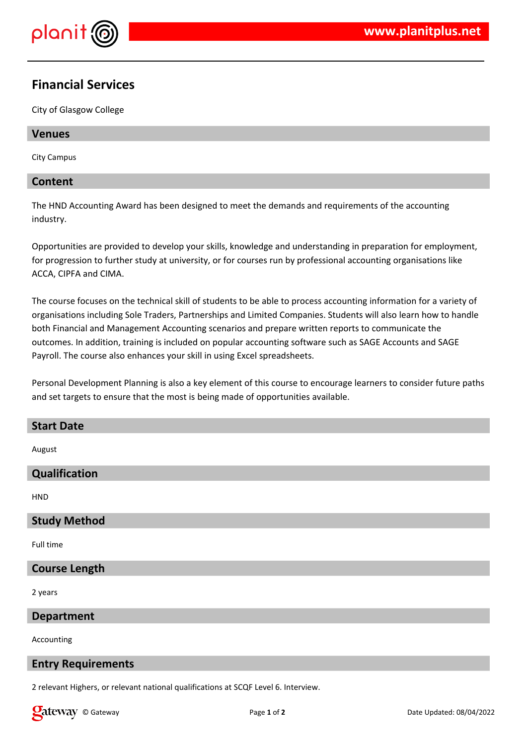# Financial Services

City of Glasgow College

## Venues

City Campus

## Content

The HND Accounting Award has been designed to meet the demands and requirements of the accounting industry.

Opportunities are provided to develop your skills, knowledge and understanding in preparation for employment, for progression to further study at university, or for courses run by professional accounting organisations like ACCA, CIPFA and CIMA.

The course focuses on the technical skill of students to be able to process accounting information for a variety of organisations including Sole Traders, Partnerships and Limited Companies. Students will also learn how to handle both Financial and Management Accounting scenarios and prepare written reports to communicate the outcomes. In addition, training is included on popular accounting software such as SAGE Accounts and SAGE Payroll. The course also enhances your skill in using Excel spreadsheets.

Personal Development Planning is also a key element of this course to encourage learners to consider future paths and set targets to ensure that the most is being made of opportunities available.

## Start Date

August

## Qualification

HND

## Study Method

Full time

## Course Length

2 years

## Department

Accounting

## Entry Requirements

2 relevant Highers, or relevant national qualifications at SCQF Level 6. Interview.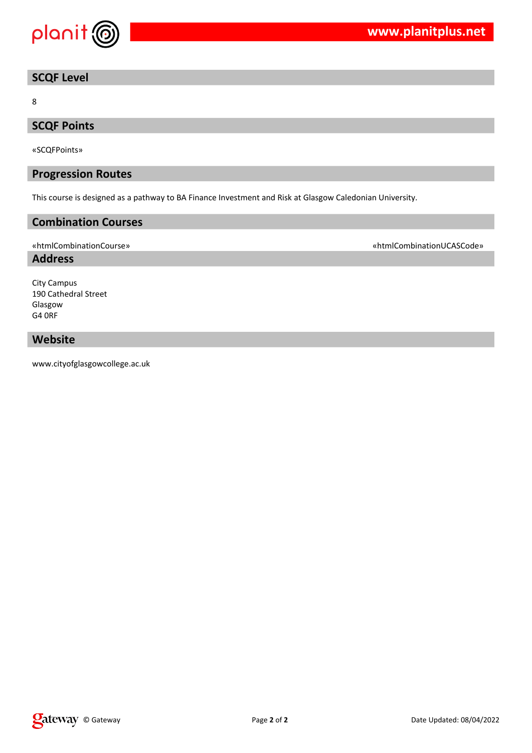## SCQF Level

8

## SCQF Points

«SCQFPoints»

## Progression Routes

This course is designed as a pathway to BA Finance Investment and Risk at Glasgow Caledonian University.

## Combination Courses

«htmlCombinationCourse» «htmlCombinationUCASCode»

## Address

City Campus
190 Cathedral Street
Glasgow
G4 0RF

## Website

www.cityofglasgowcollege.ac.uk